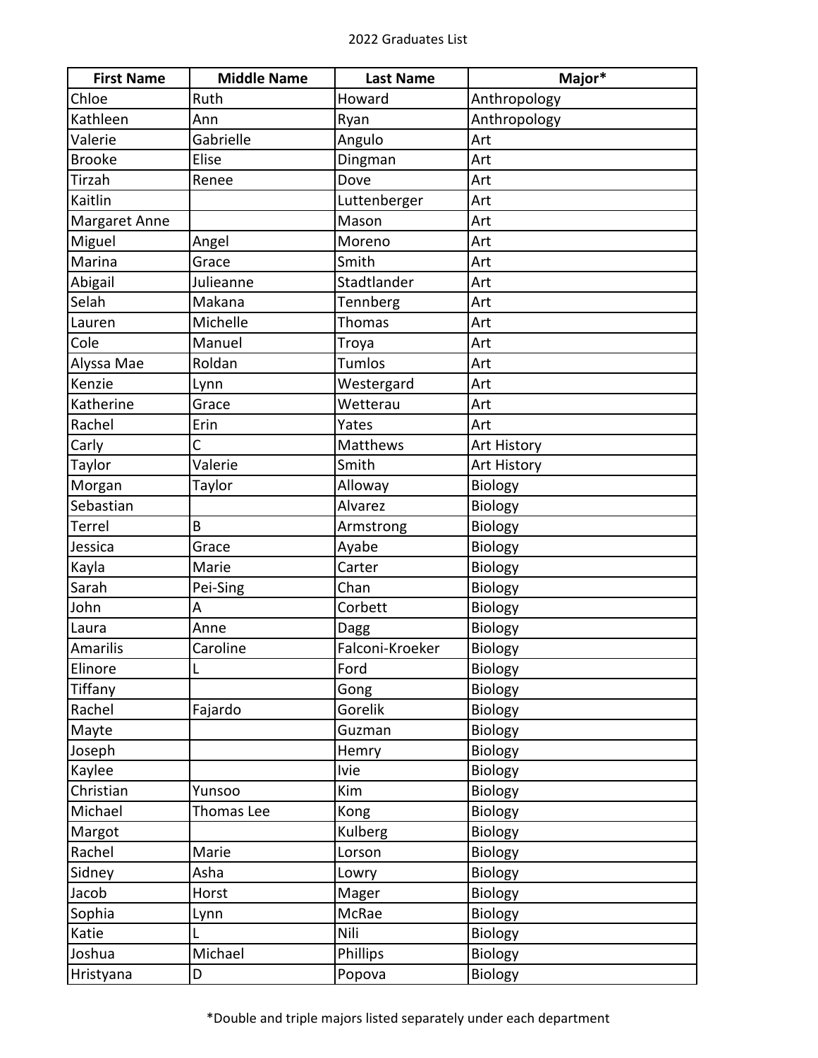2022 Graduates List

| First Name | Middle Name | Last Name | Major* |
|---|---|---|---|
| Chloe | Ruth | Howard | Anthropology |
| Kathleen | Ann | Ryan | Anthropology |
| Valerie | Gabrielle | Angulo | Art |
| Brooke | Elise | Dingman | Art |
| Tirzah | Renee | Dove | Art |
| Kaitlin | | Luttenberger | Art |
| Margaret Anne | | Mason | Art |
| Miguel | Angel | Moreno | Art |
| Marina | Grace | Smith | Art |
| Abigail | Julieanne | Stadtlander | Art |
| Selah | Makana | Tennberg | Art |
| Lauren | Michelle | Thomas | Art |
| Cole | Manuel | Troya | Art |
| Alyssa Mae | Roldan | Tumlos | Art |
| Kenzie | Lynn | Westergard | Art |
| Katherine | Grace | Wetterau | Art |
| Rachel | Erin | Yates | Art |
| Carly | C | Matthews | Art History |
| Taylor | Valerie | Smith | Art History |
| Morgan | Taylor | Alloway | Biology |
| Sebastian | | Alvarez | Biology |
| Terrel | B | Armstrong | Biology |
| Jessica | Grace | Ayabe | Biology |
| Kayla | Marie | Carter | Biology |
| Sarah | Pei-Sing | Chan | Biology |
| John | A | Corbett | Biology |
| Laura | Anne | Dagg | Biology |
| Amarilis | Caroline | Falconi-Kroeker | Biology |
| Elinore | L | Ford | Biology |
| Tiffany | | Gong | Biology |
| Rachel | Fajardo | Gorelik | Biology |
| Mayte | | Guzman | Biology |
| Joseph | | Hemry | Biology |
| Kaylee | | Ivie | Biology |
| Christian | Yunsoo | Kim | Biology |
| Michael | Thomas Lee | Kong | Biology |
| Margot | | Kulberg | Biology |
| Rachel | Marie | Lorson | Biology |
| Sidney | Asha | Lowry | Biology |
| Jacob | Horst | Mager | Biology |
| Sophia | Lynn | McRae | Biology |
| Katie | L | Nili | Biology |
| Joshua | Michael | Phillips | Biology |
| Hristyana | D | Popova | Biology |

*Double and triple majors listed separately under each department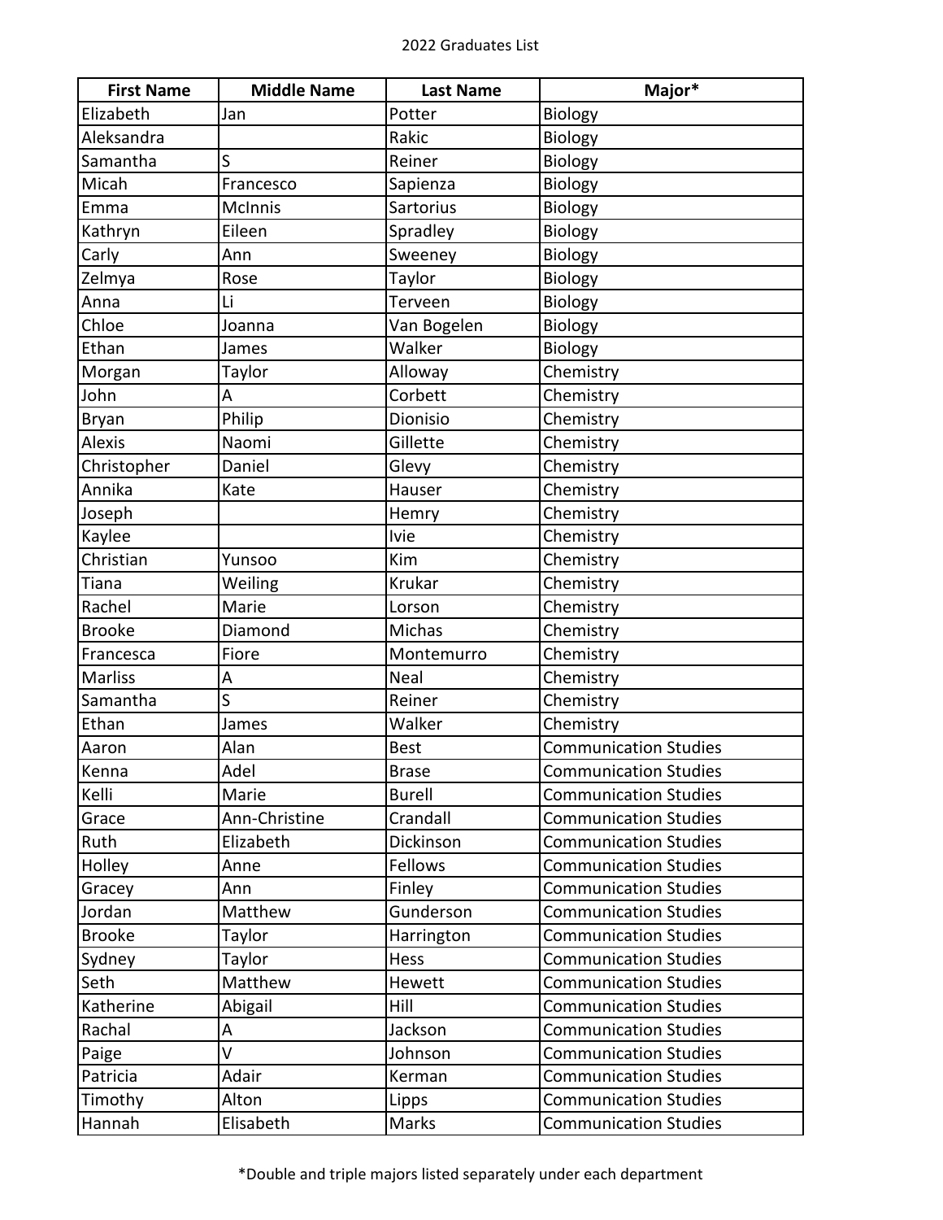2022 Graduates List

| First Name | Middle Name | Last Name | Major* |
|---|---|---|---|
| Elizabeth | Jan | Potter | Biology |
| Aleksandra | | Rakic | Biology |
| Samantha | S | Reiner | Biology |
| Micah | Francesco | Sapienza | Biology |
| Emma | McInnis | Sartorius | Biology |
| Kathryn | Eileen | Spradley | Biology |
| Carly | Ann | Sweeney | Biology |
| Zelmya | Rose | Taylor | Biology |
| Anna | Li | Terveen | Biology |
| Chloe | Joanna | Van Bogelen | Biology |
| Ethan | James | Walker | Biology |
| Morgan | Taylor | Alloway | Chemistry |
| John | A | Corbett | Chemistry |
| Bryan | Philip | Dionisio | Chemistry |
| Alexis | Naomi | Gillette | Chemistry |
| Christopher | Daniel | Glevy | Chemistry |
| Annika | Kate | Hauser | Chemistry |
| Joseph | | Hemry | Chemistry |
| Kaylee | | Ivie | Chemistry |
| Christian | Yunsoo | Kim | Chemistry |
| Tiana | Weiling | Krukar | Chemistry |
| Rachel | Marie | Lorson | Chemistry |
| Brooke | Diamond | Michas | Chemistry |
| Francesca | Fiore | Montemurro | Chemistry |
| Marliss | A | Neal | Chemistry |
| Samantha | S | Reiner | Chemistry |
| Ethan | James | Walker | Chemistry |
| Aaron | Alan | Best | Communication Studies |
| Kenna | Adel | Brase | Communication Studies |
| Kelli | Marie | Burell | Communication Studies |
| Grace | Ann-Christine | Crandall | Communication Studies |
| Ruth | Elizabeth | Dickinson | Communication Studies |
| Holley | Anne | Fellows | Communication Studies |
| Gracey | Ann | Finley | Communication Studies |
| Jordan | Matthew | Gunderson | Communication Studies |
| Brooke | Taylor | Harrington | Communication Studies |
| Sydney | Taylor | Hess | Communication Studies |
| Seth | Matthew | Hewett | Communication Studies |
| Katherine | Abigail | Hill | Communication Studies |
| Rachal | A | Jackson | Communication Studies |
| Paige | V | Johnson | Communication Studies |
| Patricia | Adair | Kerman | Communication Studies |
| Timothy | Alton | Lipps | Communication Studies |
| Hannah | Elisabeth | Marks | Communication Studies |

*Double and triple majors listed separately under each department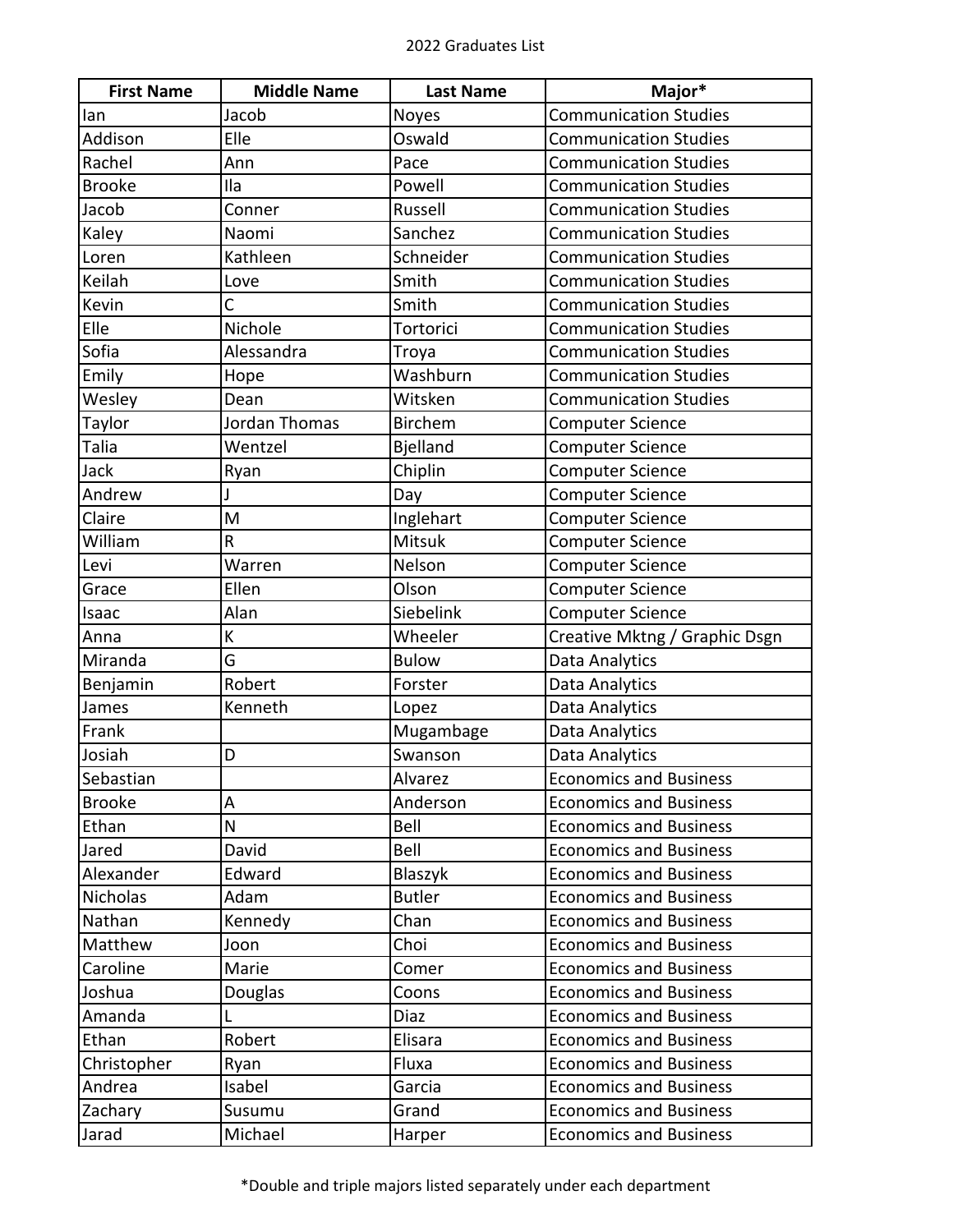2022 Graduates List

| First Name | Middle Name | Last Name | Major* |
|---|---|---|---|
| Ian | Jacob | Noyes | Communication Studies |
| Addison | Elle | Oswald | Communication Studies |
| Rachel | Ann | Pace | Communication Studies |
| Brooke | Ila | Powell | Communication Studies |
| Jacob | Conner | Russell | Communication Studies |
| Kaley | Naomi | Sanchez | Communication Studies |
| Loren | Kathleen | Schneider | Communication Studies |
| Keilah | Love | Smith | Communication Studies |
| Kevin | C | Smith | Communication Studies |
| Elle | Nichole | Tortorici | Communication Studies |
| Sofia | Alessandra | Troya | Communication Studies |
| Emily | Hope | Washburn | Communication Studies |
| Wesley | Dean | Witsken | Communication Studies |
| Taylor | Jordan Thomas | Birchem | Computer Science |
| Talia | Wentzel | Bjelland | Computer Science |
| Jack | Ryan | Chiplin | Computer Science |
| Andrew | J | Day | Computer Science |
| Claire | M | Inglehart | Computer Science |
| William | R | Mitsuk | Computer Science |
| Levi | Warren | Nelson | Computer Science |
| Grace | Ellen | Olson | Computer Science |
| Isaac | Alan | Siebelink | Computer Science |
| Anna | K | Wheeler | Creative Mktng / Graphic Dsgn |
| Miranda | G | Bulow | Data Analytics |
| Benjamin | Robert | Forster | Data Analytics |
| James | Kenneth | Lopez | Data Analytics |
| Frank | | Mugambage | Data Analytics |
| Josiah | D | Swanson | Data Analytics |
| Sebastian | | Alvarez | Economics and Business |
| Brooke | A | Anderson | Economics and Business |
| Ethan | N | Bell | Economics and Business |
| Jared | David | Bell | Economics and Business |
| Alexander | Edward | Blaszyk | Economics and Business |
| Nicholas | Adam | Butler | Economics and Business |
| Nathan | Kennedy | Chan | Economics and Business |
| Matthew | Joon | Choi | Economics and Business |
| Caroline | Marie | Comer | Economics and Business |
| Joshua | Douglas | Coons | Economics and Business |
| Amanda | L | Diaz | Economics and Business |
| Ethan | Robert | Elisara | Economics and Business |
| Christopher | Ryan | Fluxa | Economics and Business |
| Andrea | Isabel | Garcia | Economics and Business |
| Zachary | Susumu | Grand | Economics and Business |
| Jarad | Michael | Harper | Economics and Business |

*Double and triple majors listed separately under each department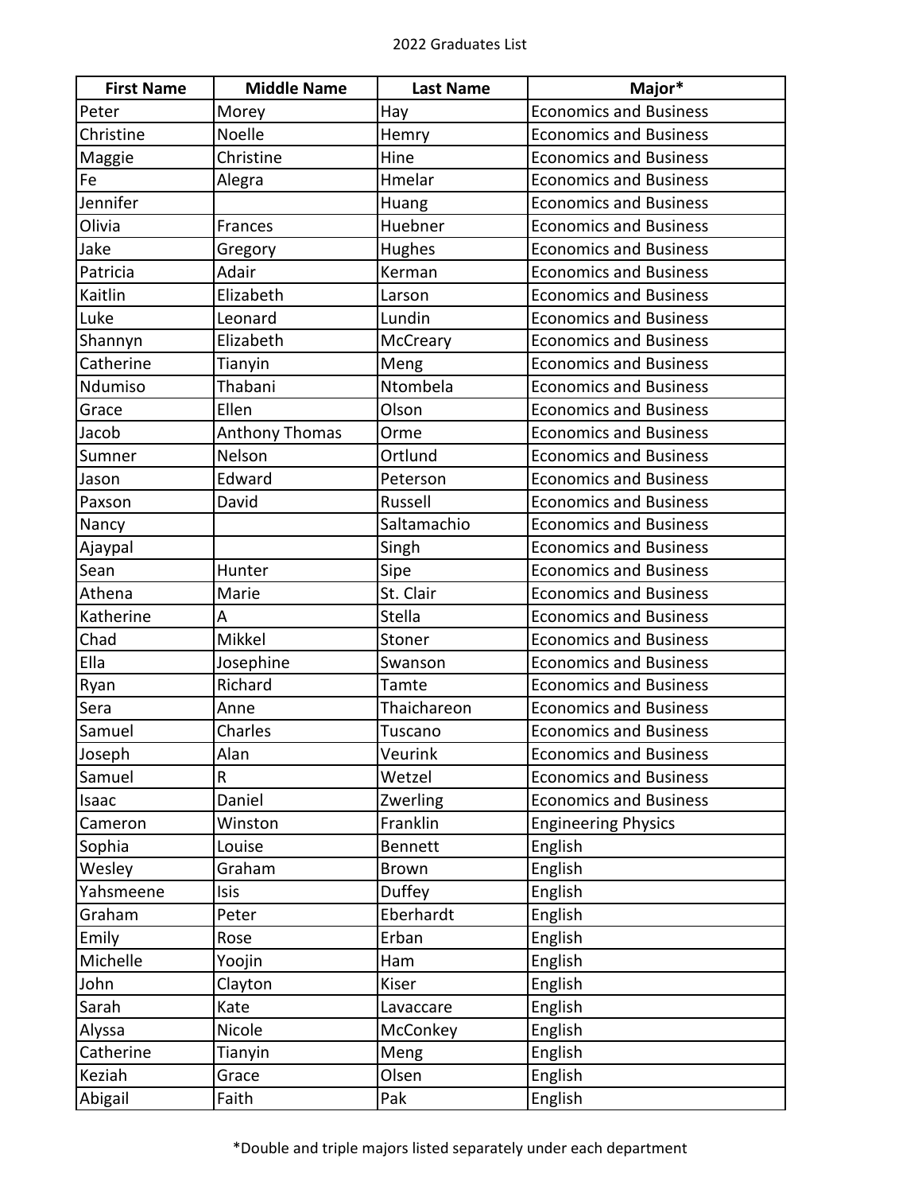2022 Graduates List

| First Name | Middle Name | Last Name | Major* |
|---|---|---|---|
| Peter | Morey | Hay | Economics and Business |
| Christine | Noelle | Hemry | Economics and Business |
| Maggie | Christine | Hine | Economics and Business |
| Fe | Alegra | Hmelar | Economics and Business |
| Jennifer | | Huang | Economics and Business |
| Olivia | Frances | Huebner | Economics and Business |
| Jake | Gregory | Hughes | Economics and Business |
| Patricia | Adair | Kerman | Economics and Business |
| Kaitlin | Elizabeth | Larson | Economics and Business |
| Luke | Leonard | Lundin | Economics and Business |
| Shannyn | Elizabeth | McCreary | Economics and Business |
| Catherine | Tianyin | Meng | Economics and Business |
| Ndumiso | Thabani | Ntombela | Economics and Business |
| Grace | Ellen | Olson | Economics and Business |
| Jacob | Anthony Thomas | Orme | Economics and Business |
| Sumner | Nelson | Ortlund | Economics and Business |
| Jason | Edward | Peterson | Economics and Business |
| Paxson | David | Russell | Economics and Business |
| Nancy | | Saltamachio | Economics and Business |
| Ajaypal | | Singh | Economics and Business |
| Sean | Hunter | Sipe | Economics and Business |
| Athena | Marie | St. Clair | Economics and Business |
| Katherine | A | Stella | Economics and Business |
| Chad | Mikkel | Stoner | Economics and Business |
| Ella | Josephine | Swanson | Economics and Business |
| Ryan | Richard | Tamte | Economics and Business |
| Sera | Anne | Thaichareon | Economics and Business |
| Samuel | Charles | Tuscano | Economics and Business |
| Joseph | Alan | Veurink | Economics and Business |
| Samuel | R | Wetzel | Economics and Business |
| Isaac | Daniel | Zwerling | Economics and Business |
| Cameron | Winston | Franklin | Engineering Physics |
| Sophia | Louise | Bennett | English |
| Wesley | Graham | Brown | English |
| Yahsmeene | Isis | Duffey | English |
| Graham | Peter | Eberhardt | English |
| Emily | Rose | Erban | English |
| Michelle | Yoojin | Ham | English |
| John | Clayton | Kiser | English |
| Sarah | Kate | Lavaccare | English |
| Alyssa | Nicole | McConkey | English |
| Catherine | Tianyin | Meng | English |
| Keziah | Grace | Olsen | English |
| Abigail | Faith | Pak | English |

*Double and triple majors listed separately under each department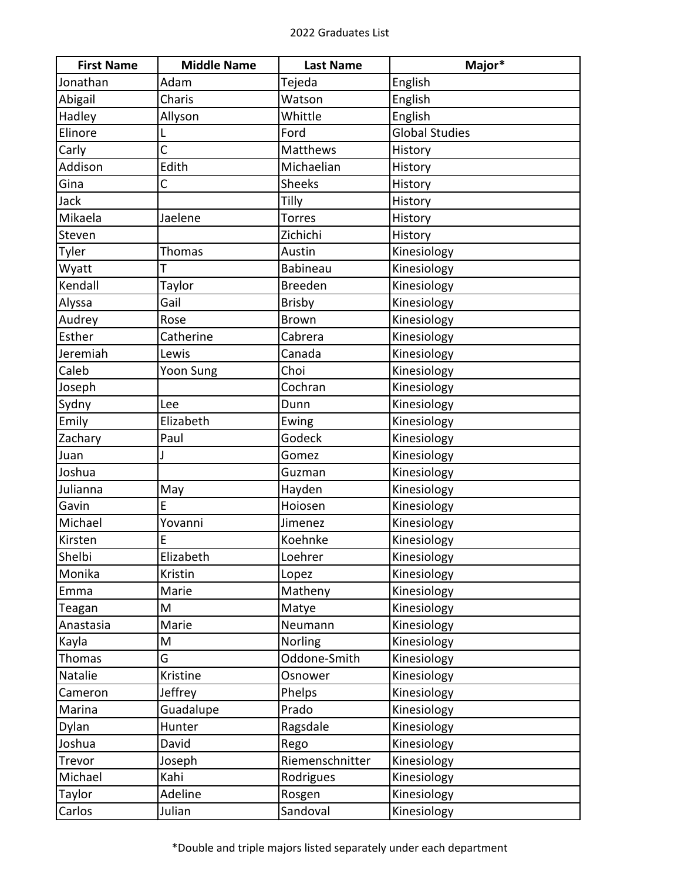2022 Graduates List

| First Name | Middle Name | Last Name | Major* |
|---|---|---|---|
| Jonathan | Adam | Tejeda | English |
| Abigail | Charis | Watson | English |
| Hadley | Allyson | Whittle | English |
| Elinore | L | Ford | Global Studies |
| Carly | C | Matthews | History |
| Addison | Edith | Michaelian | History |
| Gina | C | Sheeks | History |
| Jack | | Tilly | History |
| Mikaela | Jaelene | Torres | History |
| Steven | | Zichichi | History |
| Tyler | Thomas | Austin | Kinesiology |
| Wyatt | T | Babineau | Kinesiology |
| Kendall | Taylor | Breeden | Kinesiology |
| Alyssa | Gail | Brisby | Kinesiology |
| Audrey | Rose | Brown | Kinesiology |
| Esther | Catherine | Cabrera | Kinesiology |
| Jeremiah | Lewis | Canada | Kinesiology |
| Caleb | Yoon Sung | Choi | Kinesiology |
| Joseph | | Cochran | Kinesiology |
| Sydny | Lee | Dunn | Kinesiology |
| Emily | Elizabeth | Ewing | Kinesiology |
| Zachary | Paul | Godeck | Kinesiology |
| Juan | J | Gomez | Kinesiology |
| Joshua | | Guzman | Kinesiology |
| Julianna | May | Hayden | Kinesiology |
| Gavin | E | Hoiosen | Kinesiology |
| Michael | Yovanni | Jimenez | Kinesiology |
| Kirsten | E | Koehnke | Kinesiology |
| Shelbi | Elizabeth | Loehrer | Kinesiology |
| Monika | Kristin | Lopez | Kinesiology |
| Emma | Marie | Matheny | Kinesiology |
| Teagan | M | Matye | Kinesiology |
| Anastasia | Marie | Neumann | Kinesiology |
| Kayla | M | Norling | Kinesiology |
| Thomas | G | Oddone-Smith | Kinesiology |
| Natalie | Kristine | Osnower | Kinesiology |
| Cameron | Jeffrey | Phelps | Kinesiology |
| Marina | Guadalupe | Prado | Kinesiology |
| Dylan | Hunter | Ragsdale | Kinesiology |
| Joshua | David | Rego | Kinesiology |
| Trevor | Joseph | Riemenschnitter | Kinesiology |
| Michael | Kahi | Rodrigues | Kinesiology |
| Taylor | Adeline | Rosgen | Kinesiology |
| Carlos | Julian | Sandoval | Kinesiology |

*Double and triple majors listed separately under each department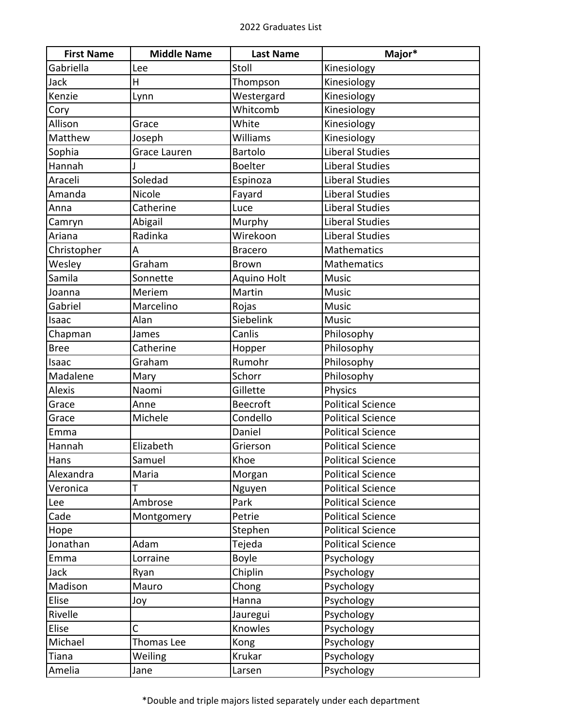2022 Graduates List

| First Name | Middle Name | Last Name | Major* |
|---|---|---|---|
| Gabriella | Lee | Stoll | Kinesiology |
| Jack | H | Thompson | Kinesiology |
| Kenzie | Lynn | Westergard | Kinesiology |
| Cory | | Whitcomb | Kinesiology |
| Allison | Grace | White | Kinesiology |
| Matthew | Joseph | Williams | Kinesiology |
| Sophia | Grace Lauren | Bartolo | Liberal Studies |
| Hannah | J | Boelter | Liberal Studies |
| Araceli | Soledad | Espinoza | Liberal Studies |
| Amanda | Nicole | Fayard | Liberal Studies |
| Anna | Catherine | Luce | Liberal Studies |
| Camryn | Abigail | Murphy | Liberal Studies |
| Ariana | Radinka | Wirekoon | Liberal Studies |
| Christopher | A | Bracero | Mathematics |
| Wesley | Graham | Brown | Mathematics |
| Samila | Sonnette | Aquino Holt | Music |
| Joanna | Meriem | Martin | Music |
| Gabriel | Marcelino | Rojas | Music |
| Isaac | Alan | Siebelink | Music |
| Chapman | James | Canlis | Philosophy |
| Bree | Catherine | Hopper | Philosophy |
| Isaac | Graham | Rumohr | Philosophy |
| Madalene | Mary | Schorr | Philosophy |
| Alexis | Naomi | Gillette | Physics |
| Grace | Anne | Beecroft | Political Science |
| Grace | Michele | Condello | Political Science |
| Emma | | Daniel | Political Science |
| Hannah | Elizabeth | Grierson | Political Science |
| Hans | Samuel | Khoe | Political Science |
| Alexandra | Maria | Morgan | Political Science |
| Veronica | T | Nguyen | Political Science |
| Lee | Ambrose | Park | Political Science |
| Cade | Montgomery | Petrie | Political Science |
| Hope | | Stephen | Political Science |
| Jonathan | Adam | Tejeda | Political Science |
| Emma | Lorraine | Boyle | Psychology |
| Jack | Ryan | Chiplin | Psychology |
| Madison | Mauro | Chong | Psychology |
| Elise | Joy | Hanna | Psychology |
| Rivelle | | Jauregui | Psychology |
| Elise | C | Knowles | Psychology |
| Michael | Thomas Lee | Kong | Psychology |
| Tiana | Weiling | Krukar | Psychology |
| Amelia | Jane | Larsen | Psychology |

*Double and triple majors listed separately under each department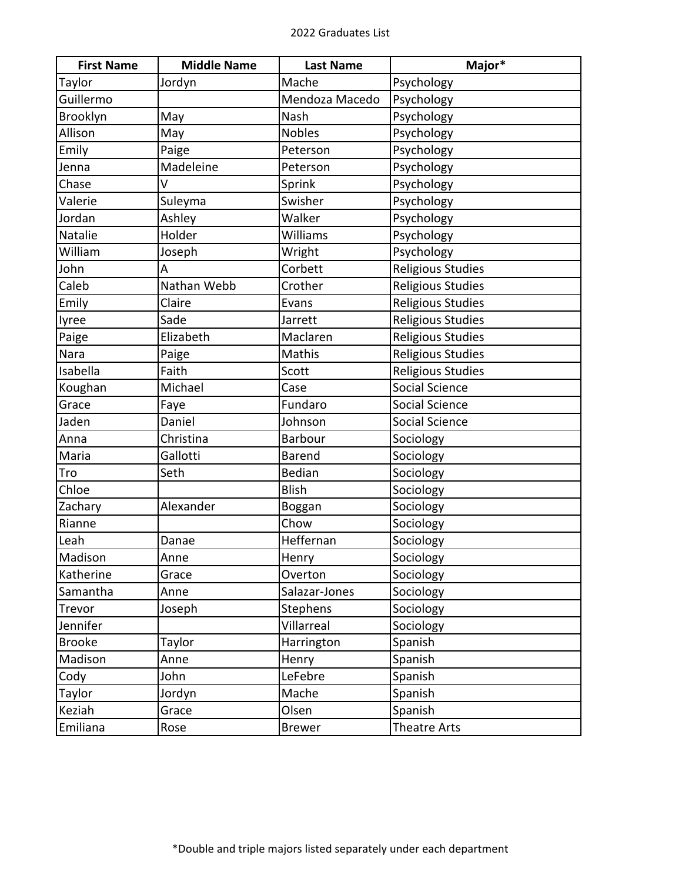2022 Graduates List

| First Name | Middle Name | Last Name | Major* |
|---|---|---|---|
| Taylor | Jordyn | Mache | Psychology |
| Guillermo | | Mendoza Macedo | Psychology |
| Brooklyn | May | Nash | Psychology |
| Allison | May | Nobles | Psychology |
| Emily | Paige | Peterson | Psychology |
| Jenna | Madeleine | Peterson | Psychology |
| Chase | V | Sprink | Psychology |
| Valerie | Suleyma | Swisher | Psychology |
| Jordan | Ashley | Walker | Psychology |
| Natalie | Holder | Williams | Psychology |
| William | Joseph | Wright | Psychology |
| John | A | Corbett | Religious Studies |
| Caleb | Nathan Webb | Crother | Religious Studies |
| Emily | Claire | Evans | Religious Studies |
| Iyree | Sade | Jarrett | Religious Studies |
| Paige | Elizabeth | Maclaren | Religious Studies |
| Nara | Paige | Mathis | Religious Studies |
| Isabella | Faith | Scott | Religious Studies |
| Koughan | Michael | Case | Social Science |
| Grace | Faye | Fundaro | Social Science |
| Jaden | Daniel | Johnson | Social Science |
| Anna | Christina | Barbour | Sociology |
| Maria | Gallotti | Barend | Sociology |
| Tro | Seth | Bedian | Sociology |
| Chloe | | Blish | Sociology |
| Zachary | Alexander | Boggan | Sociology |
| Rianne | | Chow | Sociology |
| Leah | Danae | Heffernan | Sociology |
| Madison | Anne | Henry | Sociology |
| Katherine | Grace | Overton | Sociology |
| Samantha | Anne | Salazar-Jones | Sociology |
| Trevor | Joseph | Stephens | Sociology |
| Jennifer | | Villarreal | Sociology |
| Brooke | Taylor | Harrington | Spanish |
| Madison | Anne | Henry | Spanish |
| Cody | John | LeFebre | Spanish |
| Taylor | Jordyn | Mache | Spanish |
| Keziah | Grace | Olsen | Spanish |
| Emiliana | Rose | Brewer | Theatre Arts |

*Double and triple majors listed separately under each department